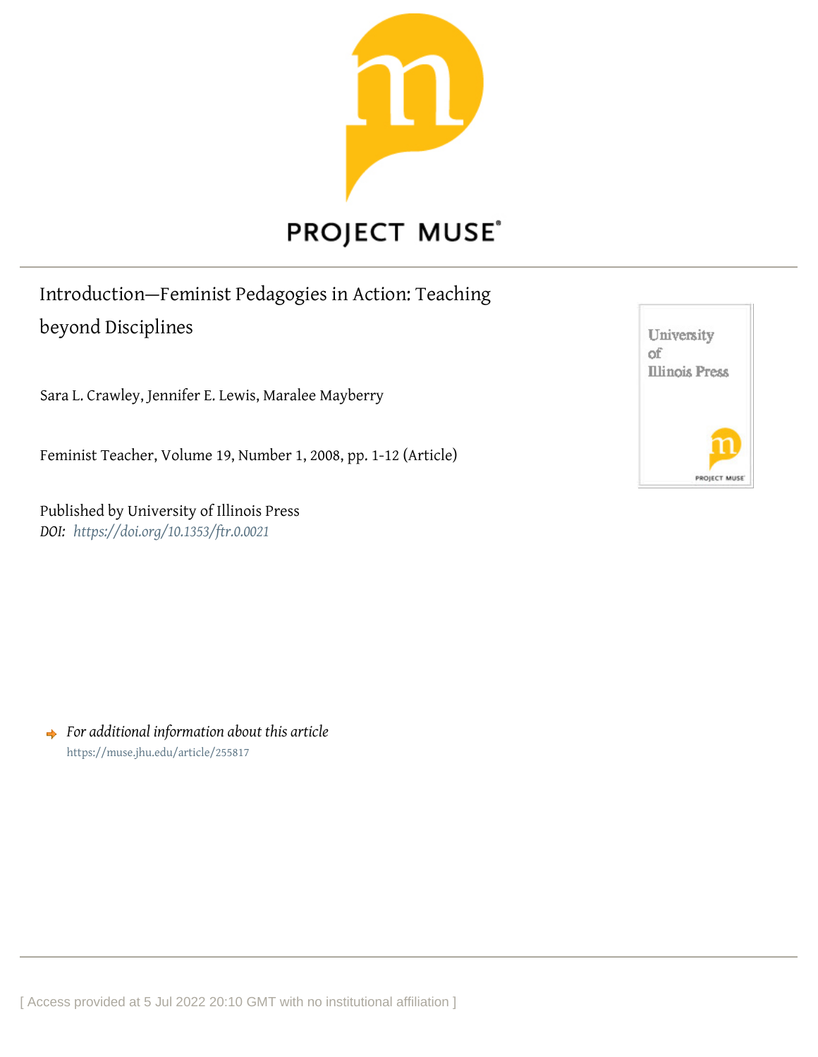PROJECT MUSE

# Introduction—Feminist Pedagogies in Action: Teaching beyond Disciplines

Sara L. Crawley, Jennifer E. Lewis, Maralee Mayberry

Feminist Teacher, Volume 19, Number 1, 2008, pp. 1-12 (Article)

Published by University of Illinois Press

*DOI: https://doi.org/10.1353/ftr.0.0021*

*For additional information about this article*

https://muse.jhu.edu/article/255817

[ Access provided at 5 Jul 2022 20:10 GMT with no institutional affiliation ]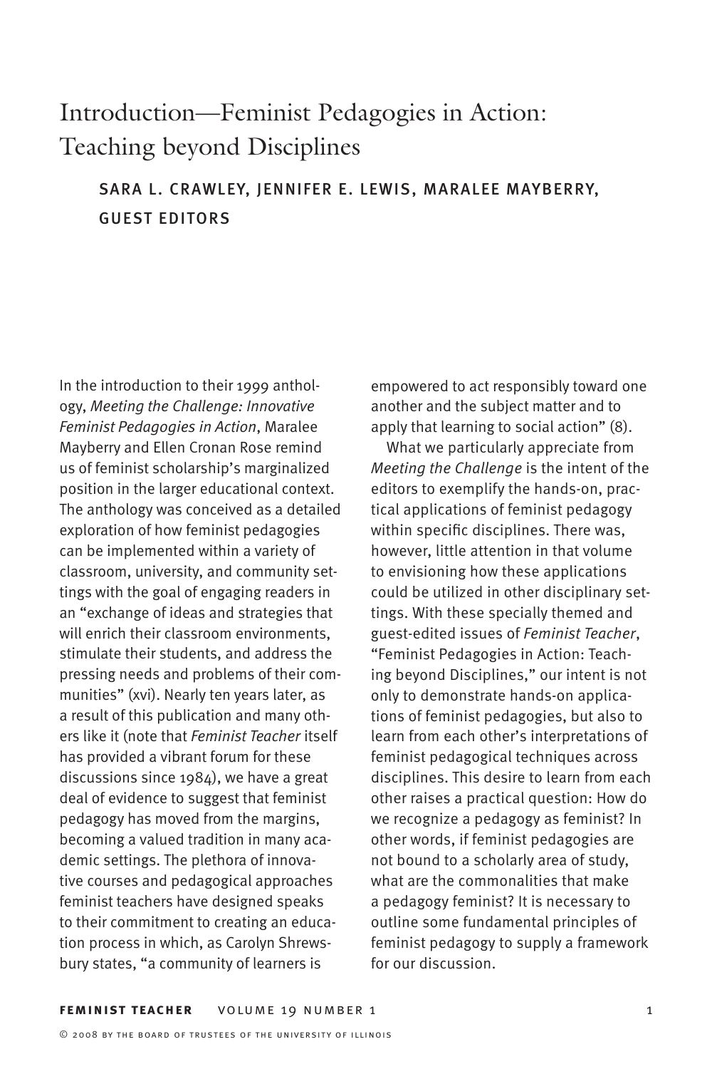# Introduction—Feminist Pedagogies in Action: Teaching beyond Disciplines

## SARA L. CRAWLEY, JENNIFER E. LEWIS, MARALEE MAYBERRY, GUEST EDITORS

In the introduction to their 1999 anthology, *Meeting the Challenge: Innovative Feminist Pedagogies in Action*, Maralee Mayberry and Ellen Cronan Rose remind us of feminist scholarship's marginalized position in the larger educational context. The anthology was conceived as a detailed exploration of how feminist pedagogies can be implemented within a variety of classroom, university, and community settings with the goal of engaging readers in an "exchange of ideas and strategies that will enrich their classroom environments, stimulate their students, and address the pressing needs and problems of their communities" (xvi). Nearly ten years later, as a result of this publication and many others like it (note that *Feminist Teacher* itself has provided a vibrant forum for these discussions since 1984), we have a great deal of evidence to suggest that feminist pedagogy has moved from the margins, becoming a valued tradition in many academic settings. The plethora of innovative courses and pedagogical approaches feminist teachers have designed speaks to their commitment to creating an education process in which, as Carolyn Shrewsbury states, "a community of learners is empowered to act responsibly toward one another and the subject matter and to apply that learning to social action" (8).

What we particularly appreciate from *Meeting the Challenge* is the intent of the editors to exemplify the hands-on, practical applications of feminist pedagogy within specific disciplines. There was, however, little attention in that volume to envisioning how these applications could be utilized in other disciplinary settings. With these specially themed and guest-edited issues of *Feminist Teacher*, "Feminist Pedagogies in Action: Teaching beyond Disciplines," our intent is not only to demonstrate hands-on applications of feminist pedagogies, but also to learn from each other's interpretations of feminist pedagogical techniques across disciplines. This desire to learn from each other raises a practical question: How do we recognize a pedagogy as feminist? In other words, if feminist pedagogies are not bound to a scholarly area of study, what are the commonalities that make a pedagogy feminist? It is necessary to outline some fundamental principles of feminist pedagogy to supply a framework for our discussion.

© 2008 by the board of trustees of the university of illinois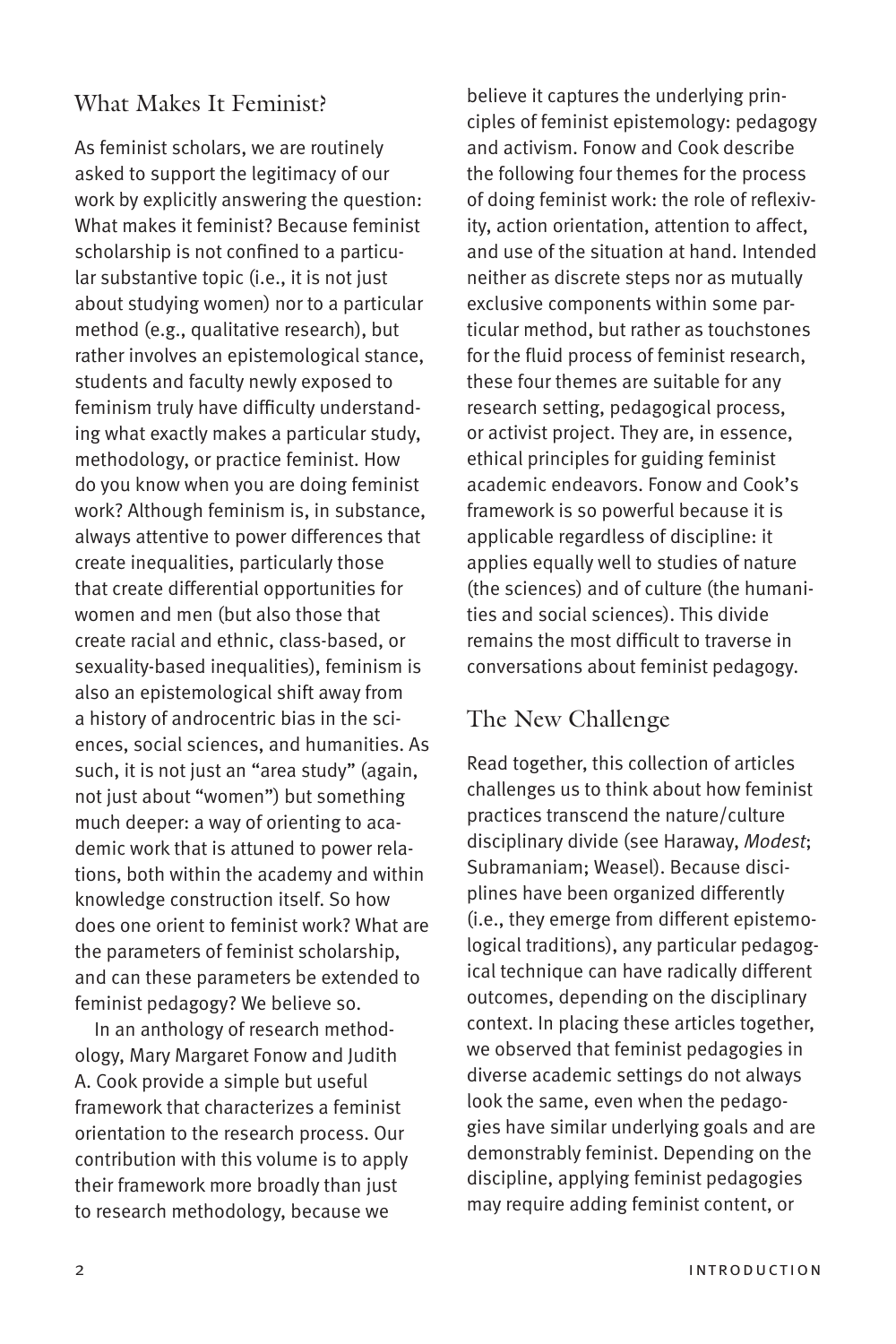## What Makes It Feminist?

As feminist scholars, we are routinely asked to support the legitimacy of our work by explicitly answering the question: What makes it feminist? Because feminist scholarship is not confined to a particular substantive topic (i.e., it is not just about studying women) nor to a particular method (e.g., qualitative research), but rather involves an epistemological stance, students and faculty newly exposed to feminism truly have difficulty understanding what exactly makes a particular study, methodology, or practice feminist. How do you know when you are doing feminist work? Although feminism is, in substance, always attentive to power differences that create inequalities, particularly those that create differential opportunities for women and men (but also those that create racial and ethnic, class-based, or sexuality-based inequalities), feminism is also an epistemological shift away from a history of androcentric bias in the sciences, social sciences, and humanities. As such, it is not just an "area study" (again, not just about "women") but something much deeper: a way of orienting to academic work that is attuned to power relations, both within the academy and within knowledge construction itself. So how does one orient to feminist work? What are the parameters of feminist scholarship, and can these parameters be extended to feminist pedagogy? We believe so.

In an anthology of research methodology, Mary Margaret Fonow and Judith A. Cook provide a simple but useful framework that characterizes a feminist orientation to the research process. Our contribution with this volume is to apply their framework more broadly than just to research methodology, because we believe it captures the underlying principles of feminist epistemology: pedagogy and activism. Fonow and Cook describe the following four themes for the process of doing feminist work: the role of reflexivity, action orientation, attention to affect, and use of the situation at hand. Intended neither as discrete steps nor as mutually exclusive components within some particular method, but rather as touchstones for the fluid process of feminist research, these four themes are suitable for any research setting, pedagogical process, or activist project. They are, in essence, ethical principles for guiding feminist academic endeavors. Fonow and Cook's framework is so powerful because it is applicable regardless of discipline: it applies equally well to studies of nature (the sciences) and of culture (the humanities and social sciences). This divide remains the most difficult to traverse in conversations about feminist pedagogy.

## The New Challenge

Read together, this collection of articles challenges us to think about how feminist practices transcend the nature/culture disciplinary divide (see Haraway, *Modest*; Subramaniam; Weasel). Because disciplines have been organized differently (i.e., they emerge from different epistemological traditions), any particular pedagogical technique can have radically different outcomes, depending on the disciplinary context. In placing these articles together, we observed that feminist pedagogies in diverse academic settings do not always look the same, even when the pedagogies have similar underlying goals and are demonstrably feminist. Depending on the discipline, applying feminist pedagogies may require adding feminist content, or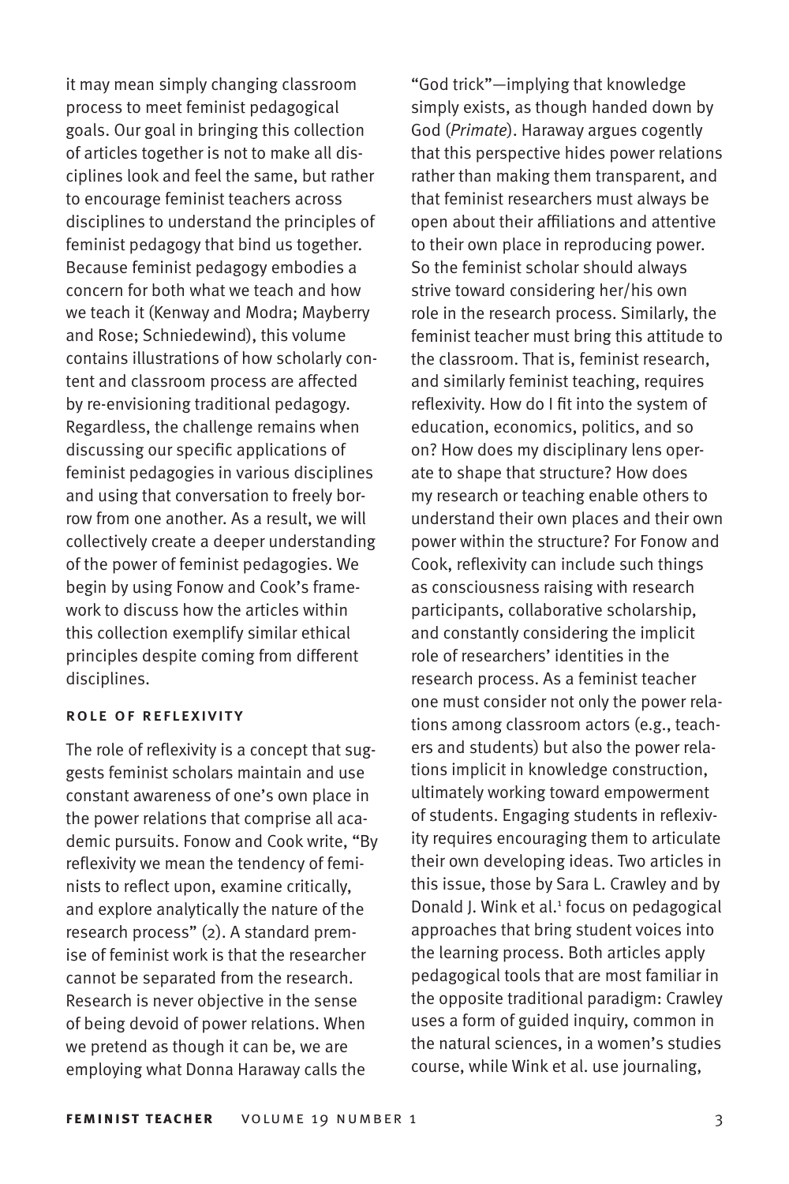it may mean simply changing classroom process to meet feminist pedagogical goals. Our goal in bringing this collection of articles together is not to make all disciplines look and feel the same, but rather to encourage feminist teachers across disciplines to understand the principles of feminist pedagogy that bind us together. Because feminist pedagogy embodies a concern for both what we teach and how we teach it (Kenway and Modra; Mayberry and Rose; Schniedewind), this volume contains illustrations of how scholarly content and classroom process are affected by re-envisioning traditional pedagogy. Regardless, the challenge remains when discussing our specific applications of feminist pedagogies in various disciplines and using that conversation to freely borrow from one another. As a result, we will collectively create a deeper understanding of the power of feminist pedagogies. We begin by using Fonow and Cook's framework to discuss how the articles within this collection exemplify similar ethical principles despite coming from different disciplines.

## Role of Reflexivity

The role of reflexivity is a concept that suggests feminist scholars maintain and use constant awareness of one's own place in the power relations that comprise all academic pursuits. Fonow and Cook write, "By reflexivity we mean the tendency of feminists to reflect upon, examine critically, and explore analytically the nature of the research process" (2). A standard premise of feminist work is that the researcher cannot be separated from the research. Research is never objective in the sense of being devoid of power relations. When we pretend as though it can be, we are employing what Donna Haraway calls the "God trick"—implying that knowledge simply exists, as though handed down by God (*Primate*). Haraway argues cogently that this perspective hides power relations rather than making them transparent, and that feminist researchers must always be open about their affiliations and attentive to their own place in reproducing power. So the feminist scholar should always strive toward considering her/his own role in the research process. Similarly, the feminist teacher must bring this attitude to the classroom. That is, feminist research, and similarly feminist teaching, requires reflexivity. How do I fit into the system of education, economics, politics, and so on? How does my disciplinary lens operate to shape that structure? How does my research or teaching enable others to understand their own places and their own power within the structure? For Fonow and Cook, reflexivity can include such things as consciousness raising with research participants, collaborative scholarship, and constantly considering the implicit role of researchers' identities in the research process. As a feminist teacher one must consider not only the power relations among classroom actors (e.g., teachers and students) but also the power relations implicit in knowledge construction, ultimately working toward empowerment of students. Engaging students in reflexivity requires encouraging them to articulate their own developing ideas. Two articles in this issue, those by Sara L. Crawley and by Donald J. Wink et al.[1] focus on pedagogical approaches that bring student voices into the learning process. Both articles apply pedagogical tools that are most familiar in the opposite traditional paradigm: Crawley uses a form of guided inquiry, common in the natural sciences, in a women's studies course, while Wink et al. use journaling,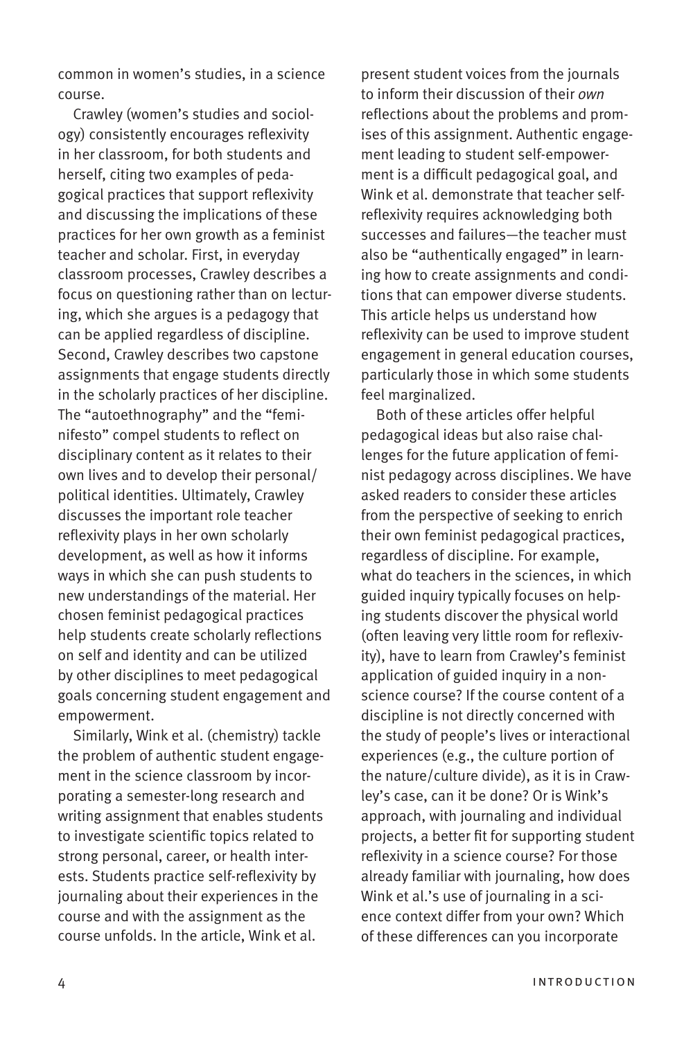common in women's studies, in a science course.

Crawley (women's studies and sociology) consistently encourages reflexivity in her classroom, for both students and herself, citing two examples of pedagogical practices that support reflexivity and discussing the implications of these practices for her own growth as a feminist teacher and scholar. First, in everyday classroom processes, Crawley describes a focus on questioning rather than on lecturing, which she argues is a pedagogy that can be applied regardless of discipline. Second, Crawley describes two capstone assignments that engage students directly in the scholarly practices of her discipline. The "autoethnography" and the "feminifesto" compel students to reflect on disciplinary content as it relates to their own lives and to develop their personal/political identities. Ultimately, Crawley discusses the important role teacher reflexivity plays in her own scholarly development, as well as how it informs ways in which she can push students to new understandings of the material. Her chosen feminist pedagogical practices help students create scholarly reflections on self and identity and can be utilized by other disciplines to meet pedagogical goals concerning student engagement and empowerment.

Similarly, Wink et al. (chemistry) tackle the problem of authentic student engagement in the science classroom by incorporating a semester-long research and writing assignment that enables students to investigate scientific topics related to strong personal, career, or health interests. Students practice self-reflexivity by journaling about their experiences in the course and with the assignment as the course unfolds. In the article, Wink et al. present student voices from the journals to inform their discussion of their *own* reflections about the problems and promises of this assignment. Authentic engagement leading to student self-empowerment is a difficult pedagogical goal, and Wink et al. demonstrate that teacher self-reflexivity requires acknowledging both successes and failures—the teacher must also be "authentically engaged" in learning how to create assignments and conditions that can empower diverse students. This article helps us understand how reflexivity can be used to improve student engagement in general education courses, particularly those in which some students feel marginalized.

Both of these articles offer helpful pedagogical ideas but also raise challenges for the future application of feminist pedagogy across disciplines. We have asked readers to consider these articles from the perspective of seeking to enrich their own feminist pedagogical practices, regardless of discipline. For example, what do teachers in the sciences, in which guided inquiry typically focuses on helping students discover the physical world (often leaving very little room for reflexivity), have to learn from Crawley's feminist application of guided inquiry in a non-science course? If the course content of a discipline is not directly concerned with the study of people's lives or interactional experiences (e.g., the culture portion of the nature/culture divide), as it is in Crawley's case, can it be done? Or is Wink's approach, with journaling and individual projects, a better fit for supporting student reflexivity in a science course? For those already familiar with journaling, how does Wink et al.'s use of journaling in a science context differ from your own? Which of these differences can you incorporate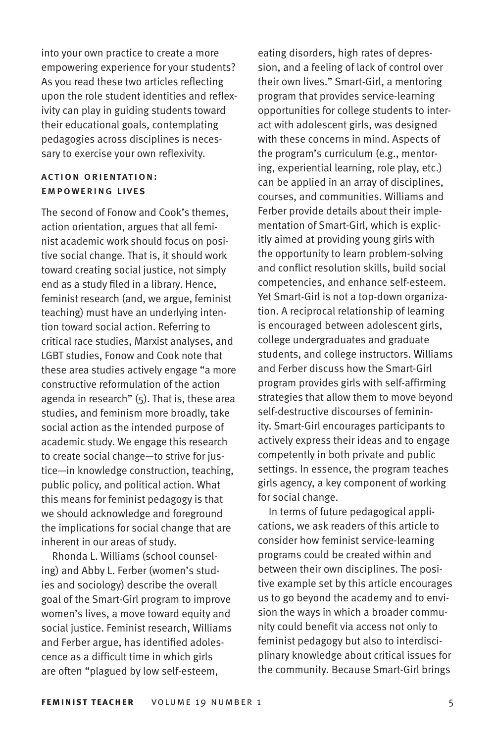into your own practice to create a more empowering experience for your students? As you read these two articles reflecting upon the role student identities and reflexivity can play in guiding students toward their educational goals, contemplating pedagogies across disciplines is necessary to exercise your own reflexivity.

### Action Orientation: Empowering Lives

The second of Fonow and Cook's themes, action orientation, argues that all feminist academic work should focus on positive social change. That is, it should work toward creating social justice, not simply end as a study filed in a library. Hence, feminist research (and, we argue, feminist teaching) must have an underlying intention toward social action. Referring to critical race studies, Marxist analyses, and LGBT studies, Fonow and Cook note that these area studies actively engage "a more constructive reformulation of the action agenda in research" (5). That is, these area studies, and feminism more broadly, take social action as the intended purpose of academic study. We engage this research to create social change—to strive for justice—in knowledge construction, teaching, public policy, and political action. What this means for feminist pedagogy is that we should acknowledge and foreground the implications for social change that are inherent in our areas of study.

Rhonda L. Williams (school counseling) and Abby L. Ferber (women's studies and sociology) describe the overall goal of the Smart-Girl program to improve women's lives, a move toward equity and social justice. Feminist research, Williams and Ferber argue, has identified adolescence as a difficult time in which girls are often "plagued by low self-esteem, eating disorders, high rates of depression, and a feeling of lack of control over their own lives." Smart-Girl, a mentoring program that provides service-learning opportunities for college students to interact with adolescent girls, was designed with these concerns in mind. Aspects of the program's curriculum (e.g., mentoring, experiential learning, role play, etc.) can be applied in an array of disciplines, courses, and communities. Williams and Ferber provide details about their implementation of Smart-Girl, which is explicitly aimed at providing young girls with the opportunity to learn problem-solving and conflict resolution skills, build social competencies, and enhance self-esteem. Yet Smart-Girl is not a top-down organization. A reciprocal relationship of learning is encouraged between adolescent girls, college undergraduates and graduate students, and college instructors. Williams and Ferber discuss how the Smart-Girl program provides girls with self-affirming strategies that allow them to move beyond self-destructive discourses of femininity. Smart-Girl encourages participants to actively express their ideas and to engage competently in both private and public settings. In essence, the program teaches girls agency, a key component of working for social change.

In terms of future pedagogical applications, we ask readers of this article to consider how feminist service-learning programs could be created within and between their own disciplines. The positive example set by this article encourages us to go beyond the academy and to envision the ways in which a broader community could benefit via access not only to feminist pedagogy but also to interdisciplinary knowledge about critical issues for the community. Because Smart-Girl brings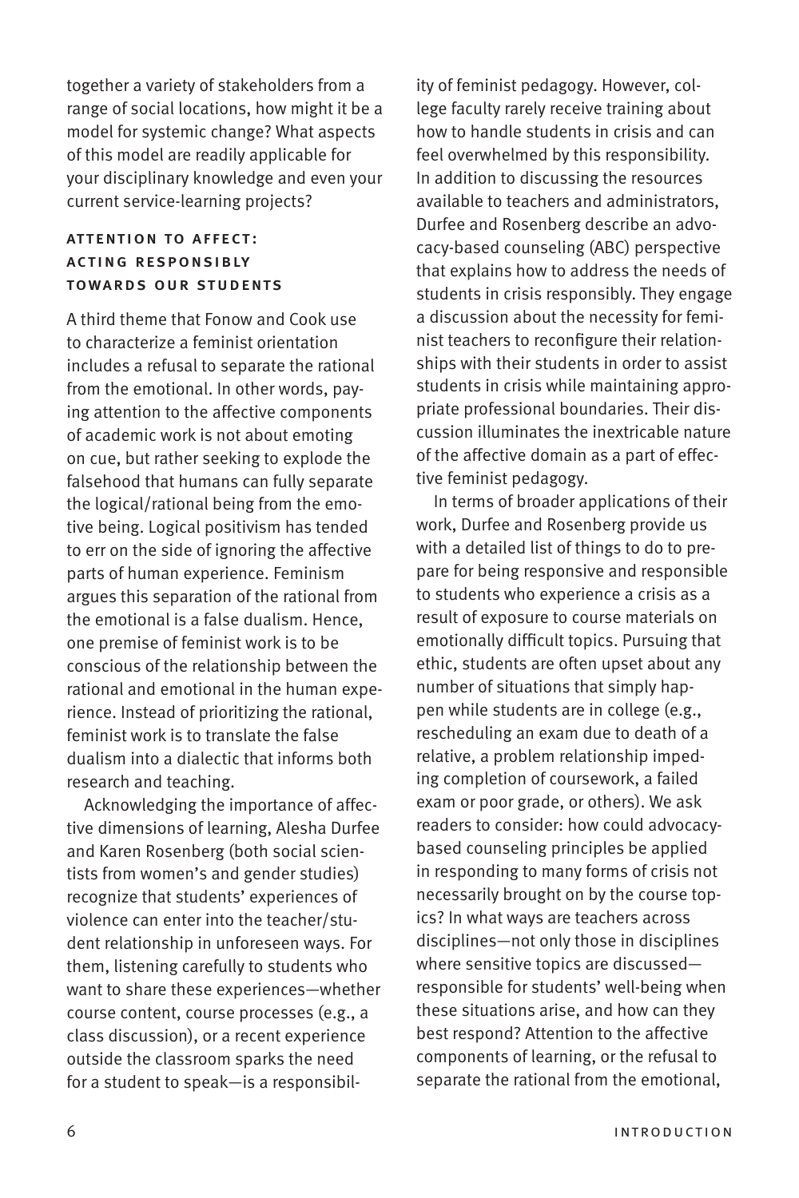together a variety of stakeholders from a range of social locations, how might it be a model for systemic change? What aspects of this model are readily applicable for your disciplinary knowledge and even your current service-learning projects?

### Attention to Affect: Acting Responsibly Towards Our Students

A third theme that Fonow and Cook use to characterize a feminist orientation includes a refusal to separate the rational from the emotional. In other words, paying attention to the affective components of academic work is not about emoting on cue, but rather seeking to explode the falsehood that humans can fully separate the logical/rational being from the emotive being. Logical positivism has tended to err on the side of ignoring the affective parts of human experience. Feminism argues this separation of the rational from the emotional is a false dualism. Hence, one premise of feminist work is to be conscious of the relationship between the rational and emotional in the human experience. Instead of prioritizing the rational, feminist work is to translate the false dualism into a dialectic that informs both research and teaching.

Acknowledging the importance of affective dimensions of learning, Alesha Durfee and Karen Rosenberg (both social scientists from women's and gender studies) recognize that students' experiences of violence can enter into the teacher/student relationship in unforeseen ways. For them, listening carefully to students who want to share these experiences—whether course content, course processes (e.g., a class discussion), or a recent experience outside the classroom sparks the need for a student to speak—is a responsibility of feminist pedagogy. However, college faculty rarely receive training about how to handle students in crisis and can feel overwhelmed by this responsibility. In addition to discussing the resources available to teachers and administrators, Durfee and Rosenberg describe an advocacy-based counseling (ABC) perspective that explains how to address the needs of students in crisis responsibly. They engage a discussion about the necessity for feminist teachers to reconfigure their relationships with their students in order to assist students in crisis while maintaining appropriate professional boundaries. Their discussion illuminates the inextricable nature of the affective domain as a part of effective feminist pedagogy.

In terms of broader applications of their work, Durfee and Rosenberg provide us with a detailed list of things to do to prepare for being responsive and responsible to students who experience a crisis as a result of exposure to course materials on emotionally difficult topics. Pursuing that ethic, students are often upset about any number of situations that simply happen while students are in college (e.g., rescheduling an exam due to death of a relative, a problem relationship impeding completion of coursework, a failed exam or poor grade, or others). We ask readers to consider: how could advocacy-based counseling principles be applied in responding to many forms of crisis not necessarily brought on by the course topics? In what ways are teachers across disciplines—not only those in disciplines where sensitive topics are discussed—responsible for students' well-being when these situations arise, and how can they best respond? Attention to the affective components of learning, or the refusal to separate the rational from the emotional,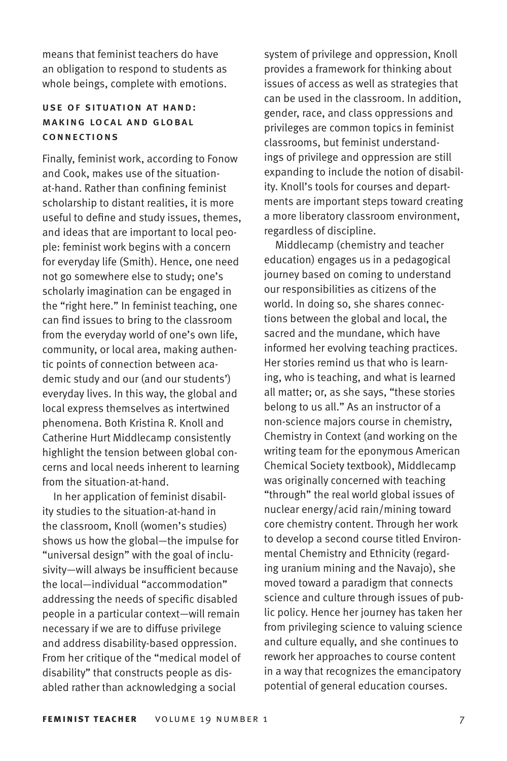means that feminist teachers do have an obligation to respond to students as whole beings, complete with emotions.

### Use of Situation at Hand: Making Local and Global Connections

Finally, feminist work, according to Fonow and Cook, makes use of the situation-at-hand. Rather than confining feminist scholarship to distant realities, it is more useful to define and study issues, themes, and ideas that are important to local people: feminist work begins with a concern for everyday life (Smith). Hence, one need not go somewhere else to study; one's scholarly imagination can be engaged in the "right here." In feminist teaching, one can find issues to bring to the classroom from the everyday world of one's own life, community, or local area, making authentic points of connection between academic study and our (and our students') everyday lives. In this way, the global and local express themselves as intertwined phenomena. Both Kristina R. Knoll and Catherine Hurt Middlecamp consistently highlight the tension between global concerns and local needs inherent to learning from the situation-at-hand.

In her application of feminist disability studies to the situation-at-hand in the classroom, Knoll (women's studies) shows us how the global—the impulse for "universal design" with the goal of inclusivity—will always be insufficient because the local—individual "accommodation" addressing the needs of specific disabled people in a particular context—will remain necessary if we are to diffuse privilege and address disability-based oppression. From her critique of the "medical model of disability" that constructs people as disabled rather than acknowledging a social system of privilege and oppression, Knoll provides a framework for thinking about issues of access as well as strategies that can be used in the classroom. In addition, gender, race, and class oppressions and privileges are common topics in feminist classrooms, but feminist understandings of privilege and oppression are still expanding to include the notion of disability. Knoll's tools for courses and departments are important steps toward creating a more liberatory classroom environment, regardless of discipline.

Middlecamp (chemistry and teacher education) engages us in a pedagogical journey based on coming to understand our responsibilities as citizens of the world. In doing so, she shares connections between the global and local, the sacred and the mundane, which have informed her evolving teaching practices. Her stories remind us that who is learning, who is teaching, and what is learned all matter; or, as she says, "these stories belong to us all." As an instructor of a non-science majors course in chemistry, Chemistry in Context (and working on the writing team for the eponymous American Chemical Society textbook), Middlecamp was originally concerned with teaching "through" the real world global issues of nuclear energy/acid rain/mining toward core chemistry content. Through her work to develop a second course titled Environmental Chemistry and Ethnicity (regarding uranium mining and the Navajo), she moved toward a paradigm that connects science and culture through issues of public policy. Hence her journey has taken her from privileging science to valuing science and culture equally, and she continues to rework her approaches to course content in a way that recognizes the emancipatory potential of general education courses.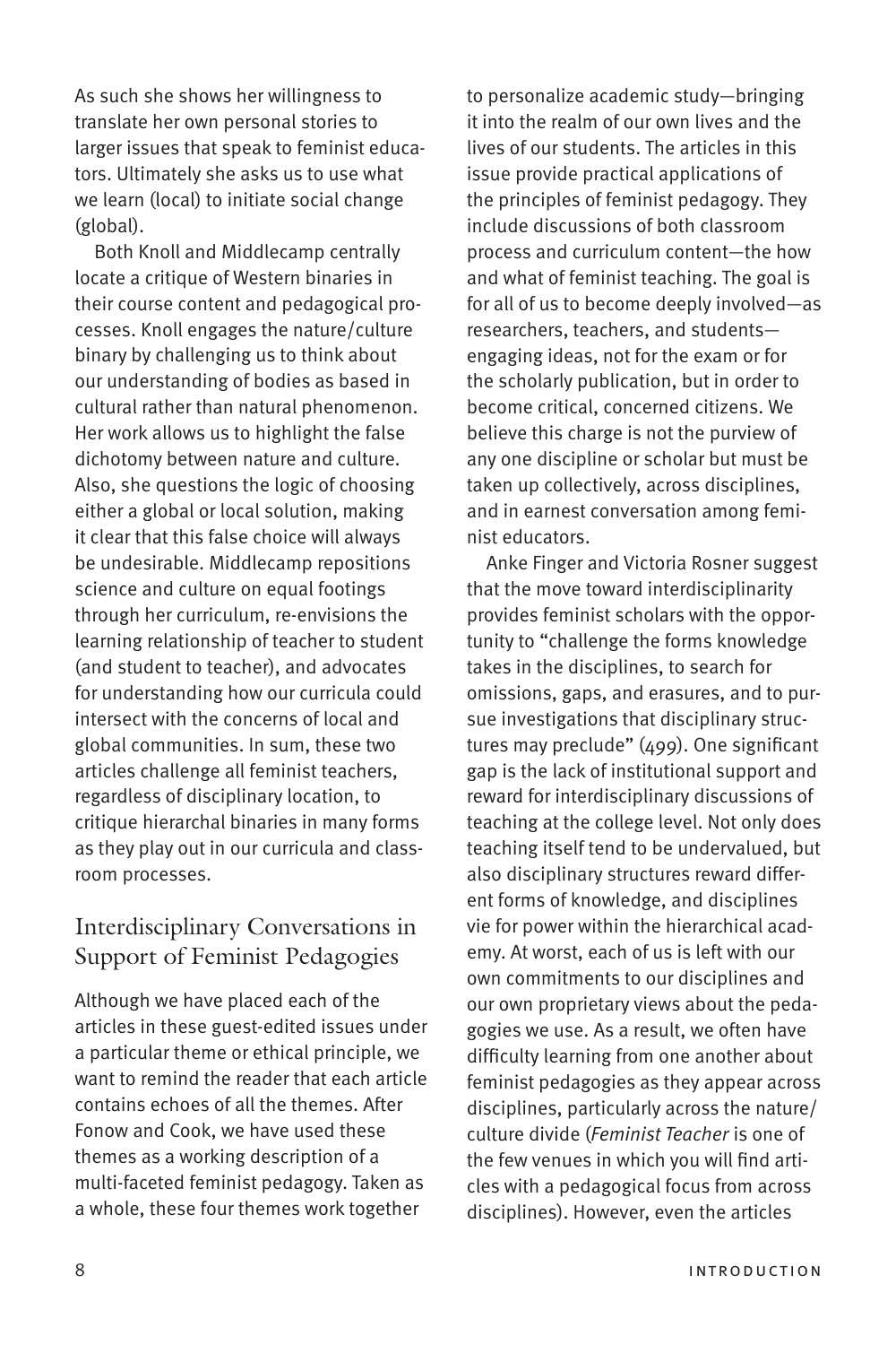As such she shows her willingness to translate her own personal stories to larger issues that speak to feminist educators. Ultimately she asks us to use what we learn (local) to initiate social change (global).

Both Knoll and Middlecamp centrally locate a critique of Western binaries in their course content and pedagogical processes. Knoll engages the nature/culture binary by challenging us to think about our understanding of bodies as based in cultural rather than natural phenomenon. Her work allows us to highlight the false dichotomy between nature and culture. Also, she questions the logic of choosing either a global or local solution, making it clear that this false choice will always be undesirable. Middlecamp repositions science and culture on equal footings through her curriculum, re-envisions the learning relationship of teacher to student (and student to teacher), and advocates for understanding how our curricula could intersect with the concerns of local and global communities. In sum, these two articles challenge all feminist teachers, regardless of disciplinary location, to critique hierarchal binaries in many forms as they play out in our curricula and classroom processes.

## Interdisciplinary Conversations in Support of Feminist Pedagogies

Although we have placed each of the articles in these guest-edited issues under a particular theme or ethical principle, we want to remind the reader that each article contains echoes of all the themes. After Fonow and Cook, we have used these themes as a working description of a multi-faceted feminist pedagogy. Taken as a whole, these four themes work together to personalize academic study—bringing it into the realm of our own lives and the lives of our students. The articles in this issue provide practical applications of the principles of feminist pedagogy. They include discussions of both classroom process and curriculum content—the how and what of feminist teaching. The goal is for all of us to become deeply involved—as researchers, teachers, and students—engaging ideas, not for the exam or for the scholarly publication, but in order to become critical, concerned citizens. We believe this charge is not the purview of any one discipline or scholar but must be taken up collectively, across disciplines, and in earnest conversation among feminist educators.

Anke Finger and Victoria Rosner suggest that the move toward interdisciplinarity provides feminist scholars with the opportunity to "challenge the forms knowledge takes in the disciplines, to search for omissions, gaps, and erasures, and to pursue investigations that disciplinary structures may preclude" (499). One significant gap is the lack of institutional support and reward for interdisciplinary discussions of teaching at the college level. Not only does teaching itself tend to be undervalued, but also disciplinary structures reward different forms of knowledge, and disciplines vie for power within the hierarchical academy. At worst, each of us is left with our own commitments to our disciplines and our own proprietary views about the pedagogies we use. As a result, we often have difficulty learning from one another about feminist pedagogies as they appear across disciplines, particularly across the nature/culture divide (*Feminist Teacher* is one of the few venues in which you will find articles with a pedagogical focus from across disciplines). However, even the articles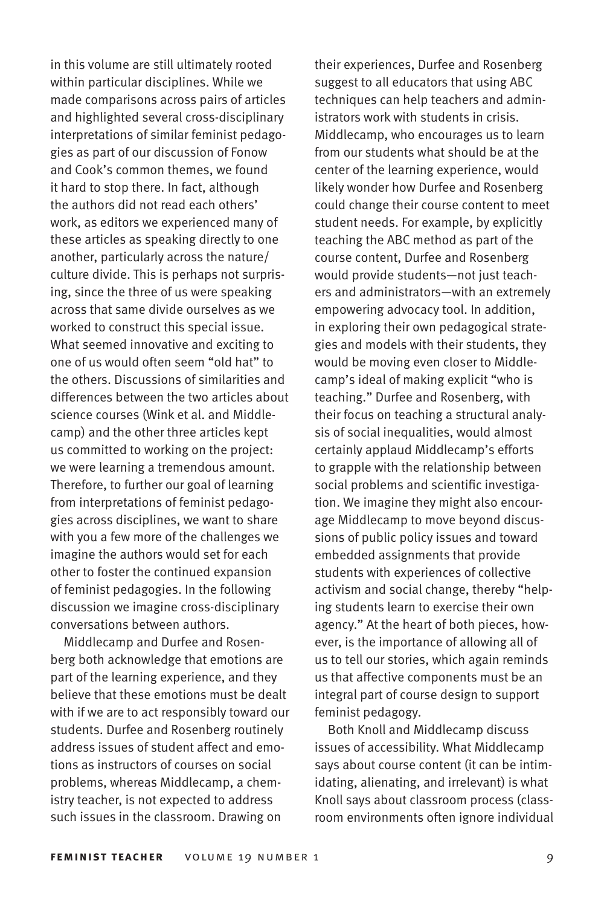in this volume are still ultimately rooted within particular disciplines. While we made comparisons across pairs of articles and highlighted several cross-disciplinary interpretations of similar feminist pedagogies as part of our discussion of Fonow and Cook's common themes, we found it hard to stop there. In fact, although the authors did not read each others' work, as editors we experienced many of these articles as speaking directly to one another, particularly across the nature/culture divide. This is perhaps not surprising, since the three of us were speaking across that same divide ourselves as we worked to construct this special issue. What seemed innovative and exciting to one of us would often seem "old hat" to the others. Discussions of similarities and differences between the two articles about science courses (Wink et al. and Middlecamp) and the other three articles kept us committed to working on the project: we were learning a tremendous amount. Therefore, to further our goal of learning from interpretations of feminist pedagogies across disciplines, we want to share with you a few more of the challenges we imagine the authors would set for each other to foster the continued expansion of feminist pedagogies. In the following discussion we imagine cross-disciplinary conversations between authors.

Middlecamp and Durfee and Rosenberg both acknowledge that emotions are part of the learning experience, and they believe that these emotions must be dealt with if we are to act responsibly toward our students. Durfee and Rosenberg routinely address issues of student affect and emotions as instructors of courses on social problems, whereas Middlecamp, a chemistry teacher, is not expected to address such issues in the classroom. Drawing on their experiences, Durfee and Rosenberg suggest to all educators that using ABC techniques can help teachers and administrators work with students in crisis. Middlecamp, who encourages us to learn from our students what should be at the center of the learning experience, would likely wonder how Durfee and Rosenberg could change their course content to meet student needs. For example, by explicitly teaching the ABC method as part of the course content, Durfee and Rosenberg would provide students—not just teachers and administrators—with an extremely empowering advocacy tool. In addition, in exploring their own pedagogical strategies and models with their students, they would be moving even closer to Middlecamp's ideal of making explicit "who is teaching." Durfee and Rosenberg, with their focus on teaching a structural analysis of social inequalities, would almost certainly applaud Middlecamp's efforts to grapple with the relationship between social problems and scientific investigation. We imagine they might also encourage Middlecamp to move beyond discussions of public policy issues and toward embedded assignments that provide students with experiences of collective activism and social change, thereby "helping students learn to exercise their own agency." At the heart of both pieces, however, is the importance of allowing all of us to tell our stories, which again reminds us that affective components must be an integral part of course design to support feminist pedagogy.

Both Knoll and Middlecamp discuss issues of accessibility. What Middlecamp says about course content (it can be intimidating, alienating, and irrelevant) is what Knoll says about classroom process (classroom environments often ignore individual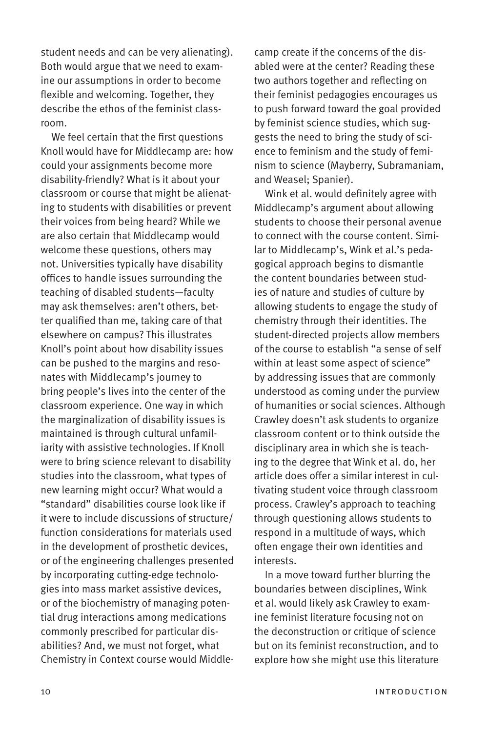student needs and can be very alienating). Both would argue that we need to examine our assumptions in order to become flexible and welcoming. Together, they describe the ethos of the feminist classroom.

We feel certain that the first questions Knoll would have for Middlecamp are: how could your assignments become more disability-friendly? What is it about your classroom or course that might be alienating to students with disabilities or prevent their voices from being heard? While we are also certain that Middlecamp would welcome these questions, others may not. Universities typically have disability offices to handle issues surrounding the teaching of disabled students—faculty may ask themselves: aren't others, better qualified than me, taking care of that elsewhere on campus? This illustrates Knoll's point about how disability issues can be pushed to the margins and resonates with Middlecamp's journey to bring people's lives into the center of the classroom experience. One way in which the marginalization of disability issues is maintained is through cultural unfamiliarity with assistive technologies. If Knoll were to bring science relevant to disability studies into the classroom, what types of new learning might occur? What would a "standard" disabilities course look like if it were to include discussions of structure/function considerations for materials used in the development of prosthetic devices, or of the engineering challenges presented by incorporating cutting-edge technologies into mass market assistive devices, or of the biochemistry of managing potential drug interactions among medications commonly prescribed for particular disabilities? And, we must not forget, what Chemistry in Context course would Middlecamp create if the concerns of the disabled were at the center? Reading these two authors together and reflecting on their feminist pedagogies encourages us to push forward toward the goal provided by feminist science studies, which suggests the need to bring the study of science to feminism and the study of feminism to science (Mayberry, Subramaniam, and Weasel; Spanier).

Wink et al. would definitely agree with Middlecamp's argument about allowing students to choose their personal avenue to connect with the course content. Similar to Middlecamp's, Wink et al.'s pedagogical approach begins to dismantle the content boundaries between studies of nature and studies of culture by allowing students to engage the study of chemistry through their identities. The student-directed projects allow members of the course to establish "a sense of self within at least some aspect of science" by addressing issues that are commonly understood as coming under the purview of humanities or social sciences. Although Crawley doesn't ask students to organize classroom content or to think outside the disciplinary area in which she is teaching to the degree that Wink et al. do, her article does offer a similar interest in cultivating student voice through classroom process. Crawley's approach to teaching through questioning allows students to respond in a multitude of ways, which often engage their own identities and interests.

In a move toward further blurring the boundaries between disciplines, Wink et al. would likely ask Crawley to examine feminist literature focusing not on the deconstruction or critique of science but on its feminist reconstruction, and to explore how she might use this literature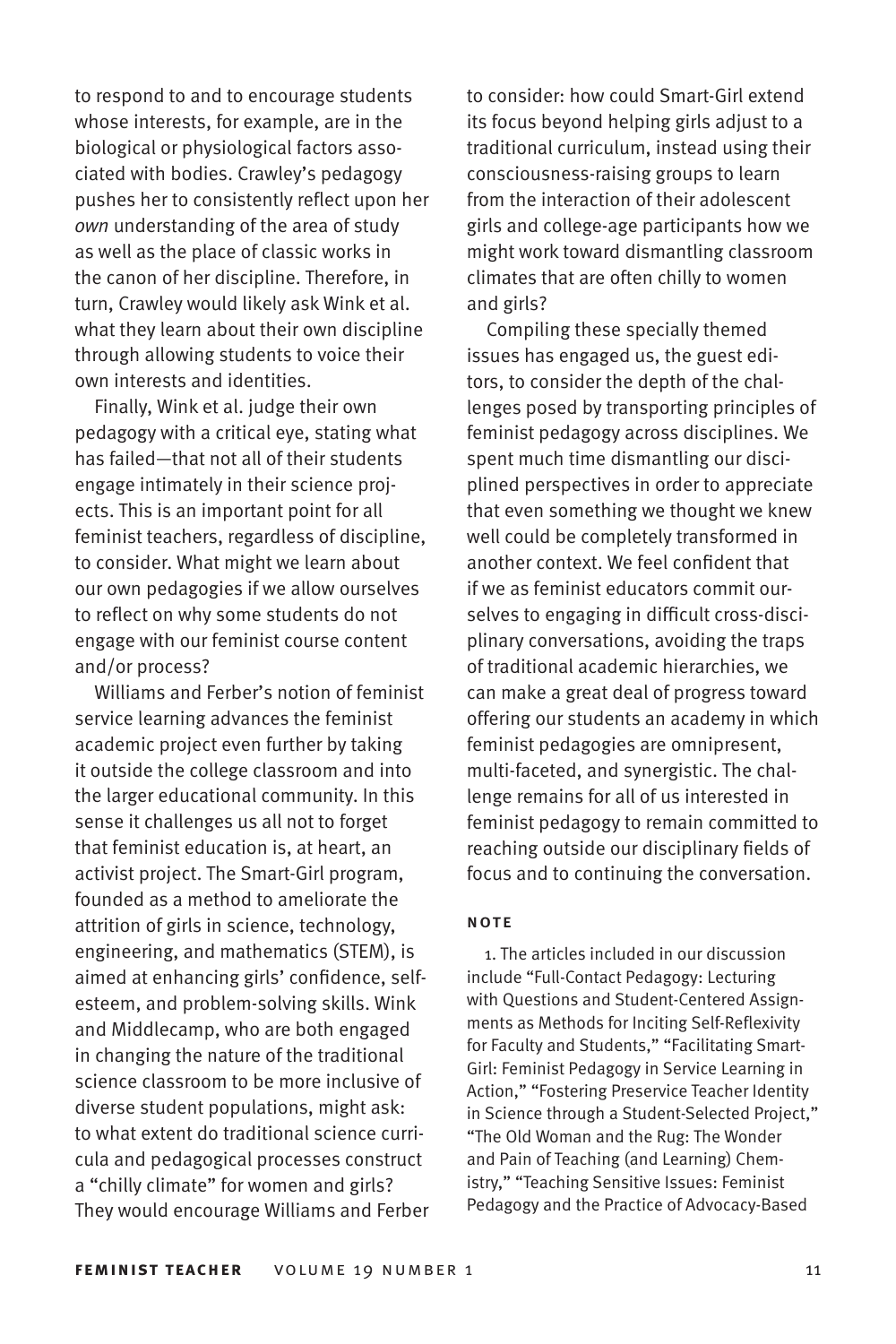to respond to and to encourage students whose interests, for example, are in the biological or physiological factors associated with bodies. Crawley's pedagogy pushes her to consistently reflect upon her *own* understanding of the area of study as well as the place of classic works in the canon of her discipline. Therefore, in turn, Crawley would likely ask Wink et al. what they learn about their own discipline through allowing students to voice their own interests and identities.

Finally, Wink et al. judge their own pedagogy with a critical eye, stating what has failed—that not all of their students engage intimately in their science projects. This is an important point for all feminist teachers, regardless of discipline, to consider. What might we learn about our own pedagogies if we allow ourselves to reflect on why some students do not engage with our feminist course content and/or process?

Williams and Ferber's notion of feminist service learning advances the feminist academic project even further by taking it outside the college classroom and into the larger educational community. In this sense it challenges us all not to forget that feminist education is, at heart, an activist project. The Smart-Girl program, founded as a method to ameliorate the attrition of girls in science, technology, engineering, and mathematics (STEM), is aimed at enhancing girls' confidence, self-esteem, and problem-solving skills. Wink and Middlecamp, who are both engaged in changing the nature of the traditional science classroom to be more inclusive of diverse student populations, might ask: to what extent do traditional science curricula and pedagogical processes construct a "chilly climate" for women and girls? They would encourage Williams and Ferber to consider: how could Smart-Girl extend its focus beyond helping girls adjust to a traditional curriculum, instead using their consciousness-raising groups to learn from the interaction of their adolescent girls and college-age participants how we might work toward dismantling classroom climates that are often chilly to women and girls?

Compiling these specially themed issues has engaged us, the guest editors, to consider the depth of the challenges posed by transporting principles of feminist pedagogy across disciplines. We spent much time dismantling our disciplined perspectives in order to appreciate that even something we thought we knew well could be completely transformed in another context. We feel confident that if we as feminist educators commit ourselves to engaging in difficult cross-disciplinary conversations, avoiding the traps of traditional academic hierarchies, we can make a great deal of progress toward offering our students an academy in which feminist pedagogies are omnipresent, multi-faceted, and synergistic. The challenge remains for all of us interested in feminist pedagogy to remain committed to reaching outside our disciplinary fields of focus and to continuing the conversation.

## NOTE

1. The articles included in our discussion include "Full-Contact Pedagogy: Lecturing with Questions and Student-Centered Assignments as Methods for Inciting Self-Reflexivity for Faculty and Students," "Facilitating Smart-Girl: Feminist Pedagogy in Service Learning in Action," "Fostering Preservice Teacher Identity in Science through a Student-Selected Project," "The Old Woman and the Rug: The Wonder and Pain of Teaching (and Learning) Chemistry," "Teaching Sensitive Issues: Feminist Pedagogy and the Practice of Advocacy-Based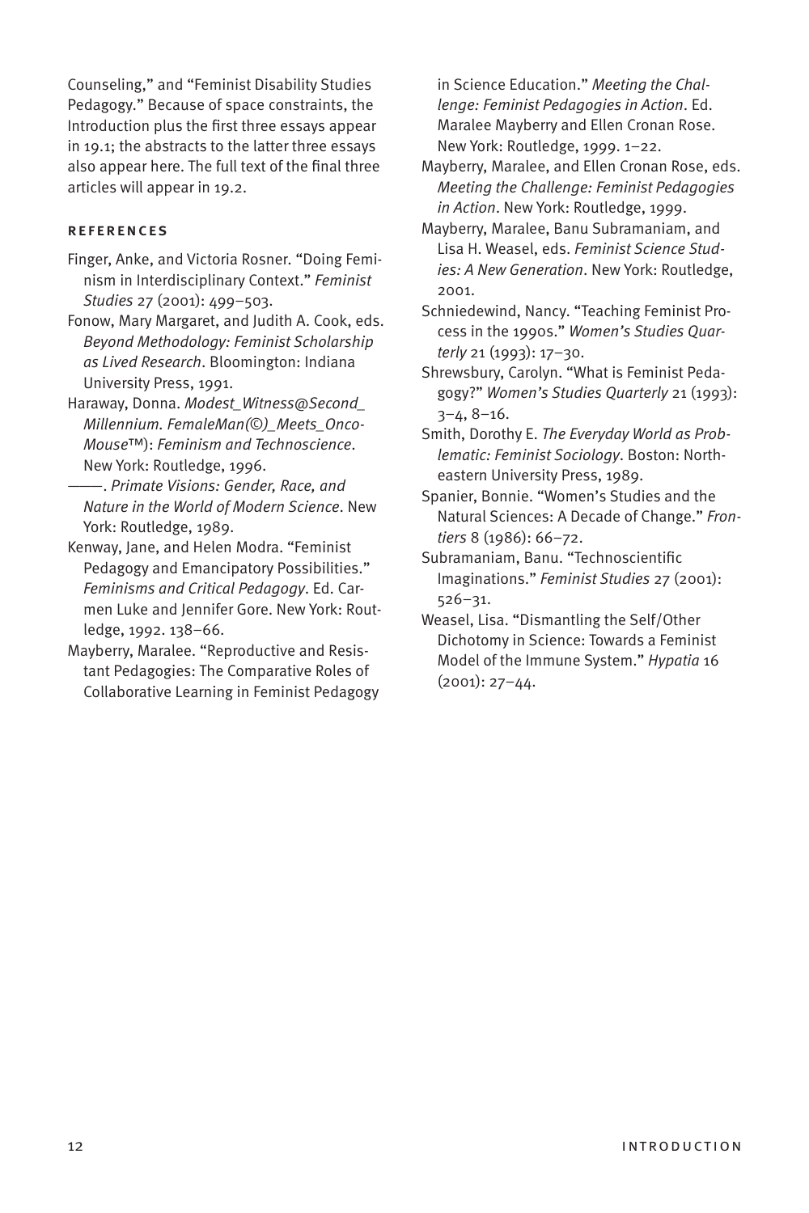Counseling," and "Feminist Disability Studies Pedagogy." Because of space constraints, the Introduction plus the first three essays appear in 19.1; the abstracts to the latter three essays also appear here. The full text of the final three articles will appear in 19.2.

## REFERENCES

Finger, Anke, and Victoria Rosner. "Doing Feminism in Interdisciplinary Context." *Feminist Studies* 27 (2001): 499–503.

Fonow, Mary Margaret, and Judith A. Cook, eds. *Beyond Methodology: Feminist Scholarship as Lived Research*. Bloomington: Indiana University Press, 1991.

Haraway, Donna. *Modest_Witness@Second_Millennium. FemaleMan(©)_Meets_OncoMouse™): Feminism and Technoscience*. New York: Routledge, 1996.

———. *Primate Visions: Gender, Race, and Nature in the World of Modern Science*. New York: Routledge, 1989.

Kenway, Jane, and Helen Modra. "Feminist Pedagogy and Emancipatory Possibilities." *Feminisms and Critical Pedagogy*. Ed. Carmen Luke and Jennifer Gore. New York: Routledge, 1992. 138–66.

Mayberry, Maralee. "Reproductive and Resistant Pedagogies: The Comparative Roles of Collaborative Learning in Feminist Pedagogy in Science Education." *Meeting the Challenge: Feminist Pedagogies in Action*. Ed. Maralee Mayberry and Ellen Cronan Rose. New York: Routledge, 1999. 1–22.

Mayberry, Maralee, and Ellen Cronan Rose, eds. *Meeting the Challenge: Feminist Pedagogies in Action*. New York: Routledge, 1999.

Mayberry, Maralee, Banu Subramaniam, and Lisa H. Weasel, eds. *Feminist Science Studies: A New Generation*. New York: Routledge, 2001.

Schniedewind, Nancy. "Teaching Feminist Process in the 1990s." *Women's Studies Quarterly* 21 (1993): 17–30.

Shrewsbury, Carolyn. "What is Feminist Pedagogy?" *Women's Studies Quarterly* 21 (1993): 3–4, 8–16.

Smith, Dorothy E. *The Everyday World as Problematic: Feminist Sociology*. Boston: Northeastern University Press, 1989.

Spanier, Bonnie. "Women's Studies and the Natural Sciences: A Decade of Change." *Frontiers* 8 (1986): 66–72.

Subramaniam, Banu. "Technoscientific Imaginations." *Feminist Studies* 27 (2001): 526–31.

Weasel, Lisa. "Dismantling the Self/Other Dichotomy in Science: Towards a Feminist Model of the Immune System." *Hypatia* 16 (2001): 27–44.